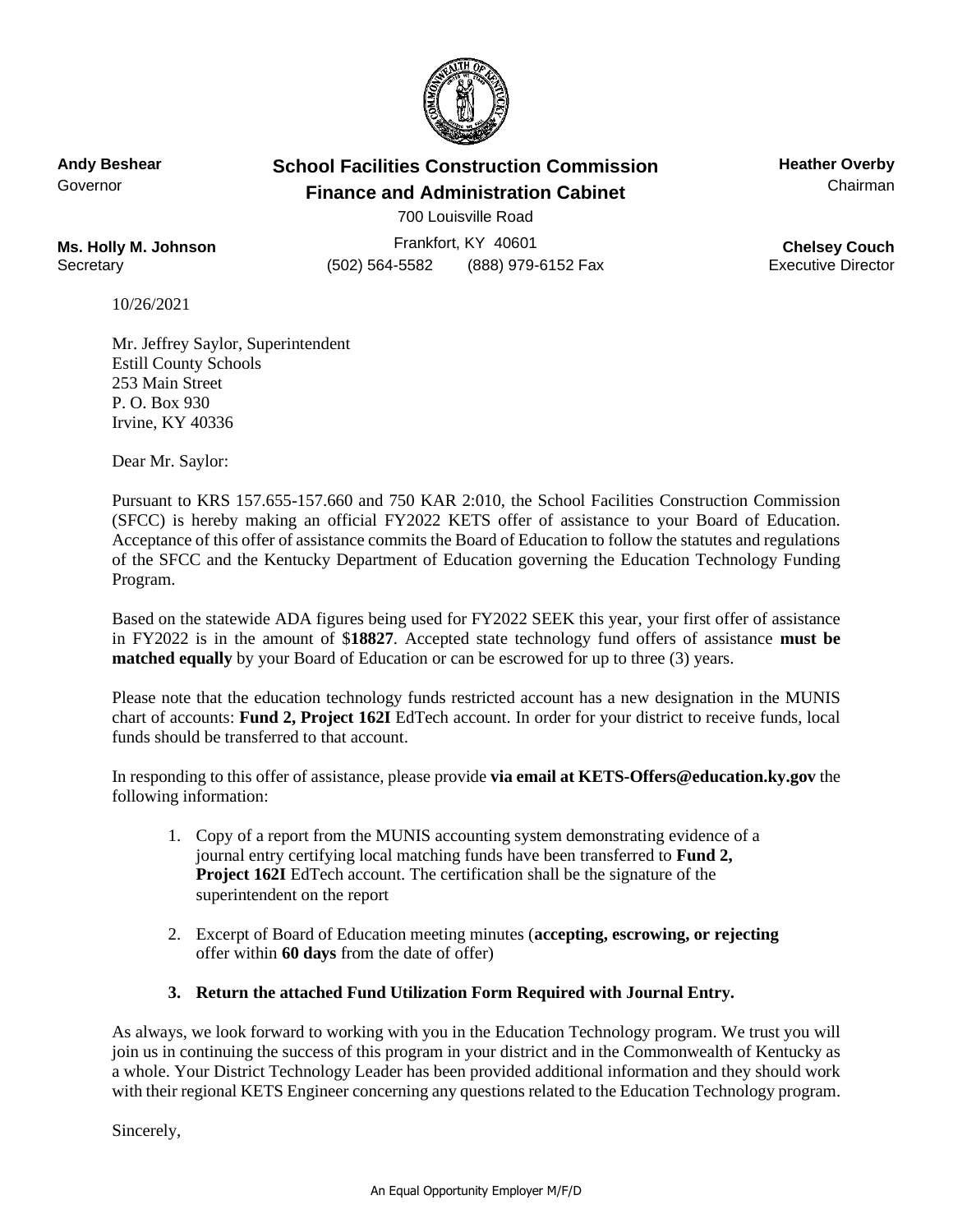**Andy Beshear**
Governor

**Ms. Holly M. Johnson**
Secretary

**School Facilities Construction Commission**
**Finance and Administration Cabinet**
700 Louisville Road
Frankfort, KY 40601
(502) 564-5582 (888) 979-6152 Fax

**Heather Overby**
Chairman

**Chelsey Couch**
Executive Director

10/26/2021

Mr. Jeffrey Saylor, Superintendent
Estill County Schools
253 Main Street
P. O. Box 930
Irvine, KY 40336

Dear Mr. Saylor:

Pursuant to KRS 157.655-157.660 and 750 KAR 2:010, the School Facilities Construction Commission (SFCC) is hereby making an official FY2022 KETS offer of assistance to your Board of Education. Acceptance of this offer of assistance commits the Board of Education to follow the statutes and regulations of the SFCC and the Kentucky Department of Education governing the Education Technology Funding Program.

Based on the statewide ADA figures being used for FY2022 SEEK this year, your first offer of assistance in FY2022 is in the amount of $**18827**. Accepted state technology fund offers of assistance **must be matched equally** by your Board of Education or can be escrowed for up to three (3) years.

Please note that the education technology funds restricted account has a new designation in the MUNIS chart of accounts: **Fund 2, Project 162I** EdTech account. In order for your district to receive funds, local funds should be transferred to that account.

In responding to this offer of assistance, please provide **via email at KETS-Offers@education.ky.gov** the following information:

1. Copy of a report from the MUNIS accounting system demonstrating evidence of a journal entry certifying local matching funds have been transferred to **Fund 2, Project 162I** EdTech account. The certification shall be the signature of the superintendent on the report

2. Excerpt of Board of Education meeting minutes (**accepting, escrowing, or rejecting** offer within **60 days** from the date of offer)

3. **Return the attached Fund Utilization Form Required with Journal Entry.**

As always, we look forward to working with you in the Education Technology program. We trust you will join us in continuing the success of this program in your district and in the Commonwealth of Kentucky as a whole. Your District Technology Leader has been provided additional information and they should work with their regional KETS Engineer concerning any questions related to the Education Technology program.

Sincerely,

An Equal Opportunity Employer M/F/D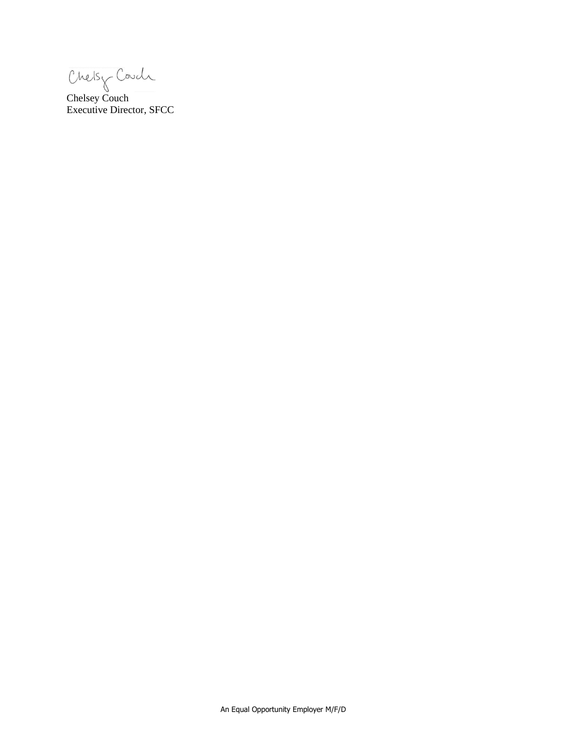Chelsey Couch

Chelsey Couch  
Executive Director, SFCC

An Equal Opportunity Employer M/F/D